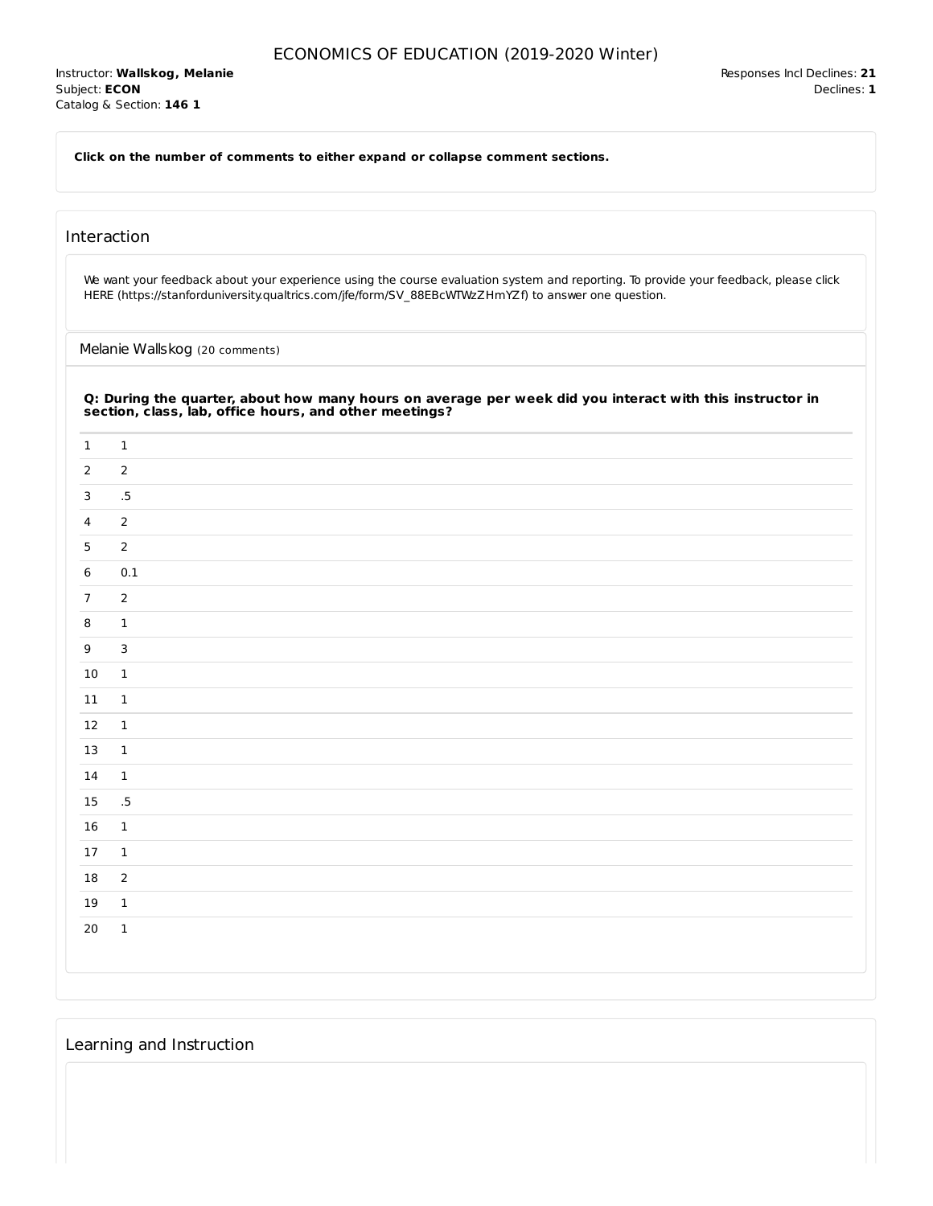# ECONOMICS OF EDUCATION (2019-2020 Winter)

Instructor: **Wallskog, Melanie**
Subject: **ECON**
Catalog & Section: **146 1**

Responses Incl Declines: **21**
Declines: **1**

**Click on the number of comments to either expand or collapse comment sections.**

## Interaction

We want your feedback about your experience using the course evaluation system and reporting. To provide your feedback, please click HERE (https://stanforduniversity.qualtrics.com/jfe/form/SV_88EBcWTWzZHmYZf) to answer one question.

### Melanie Wallskog (20 comments)

**Q: During the quarter, about how many hours on average per week did you interact with this instructor in section, class, lab, office hours, and other meetings?**

| | |
|---|---|
| 1 | 1 |
| 2 | 2 |
| 3 | .5 |
| 4 | 2 |
| 5 | 2 |
| 6 | 0.1 |
| 7 | 2 |
| 8 | 1 |
| 9 | 3 |
| 10 | 1 |
| 11 | 1 |
| 12 | 1 |
| 13 | 1 |
| 14 | 1 |
| 15 | .5 |
| 16 | 1 |
| 17 | 1 |
| 18 | 2 |
| 19 | 1 |
| 20 | 1 |

## Learning and Instruction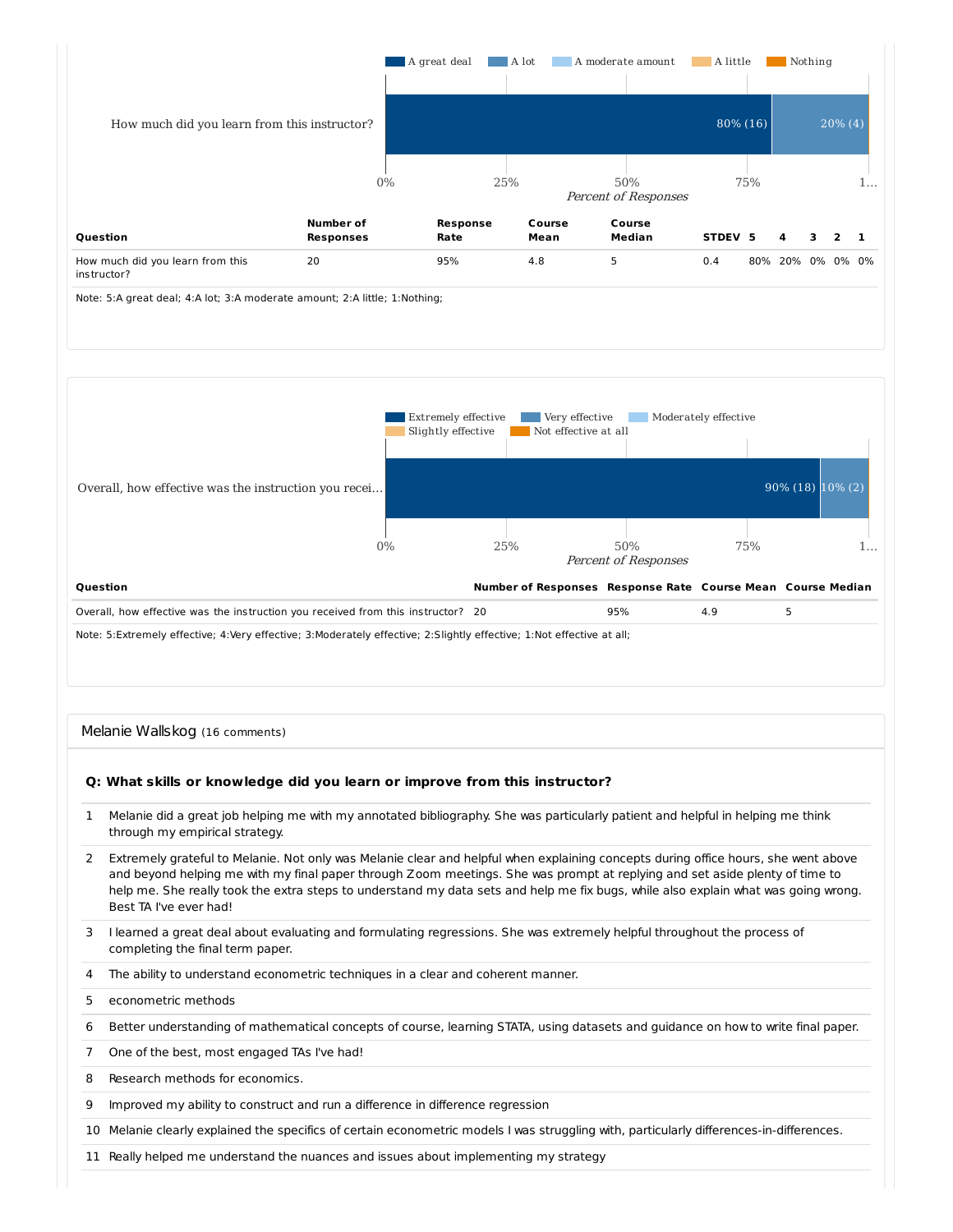A great deal | A lot | A moderate amount | A little | Nothing

How much did you learn from this instructor? — 80% (16) | 20% (4)

0% 25% 50% 75% 1...

*Percent of Responses*

| Question | Number of Responses | Response Rate | Course Mean | Course Median | STDEV | 5 | 4 | 3 | 2 | 1 |
|---|---|---|---|---|---|---|---|---|---|---|
| How much did you learn from this instructor? | 20 | 95% | 4.8 | 5 | 0.4 | 80% | 20% | 0% | 0% | 0% |

Note: 5:A great deal; 4:A lot; 3:A moderate amount; 2:A little; 1:Nothing;

Extremely effective | Very effective | Moderately effective | Slightly effective | Not effective at all

Overall, how effective was the instruction you recei... — 90% (18) | 10% (2)

0% 25% 50% 75% 1...

*Percent of Responses*

| Question | Number of Responses | Response Rate | Course Mean | Course Median |
|---|---|---|---|---|
| Overall, how effective was the instruction you received from this instructor? | 20 | 95% | 4.9 | 5 |

Note: 5:Extremely effective; 4:Very effective; 3:Moderately effective; 2:Slightly effective; 1:Not effective at all;

Melanie Wallskog (16 comments)

**Q: What skills or knowledge did you learn or improve from this instructor?**

1. Melanie did a great job helping me with my annotated bibliography. She was particularly patient and helpful in helping me think through my empirical strategy.
2. Extremely grateful to Melanie. Not only was Melanie clear and helpful when explaining concepts during office hours, she went above and beyond helping me with my final paper through Zoom meetings. She was prompt at replying and set aside plenty of time to help me. She really took the extra steps to understand my data sets and help me fix bugs, while also explain what was going wrong. Best TA I've ever had!
3. I learned a great deal about evaluating and formulating regressions. She was extremely helpful throughout the process of completing the final term paper.
4. The ability to understand econometric techniques in a clear and coherent manner.
5. econometric methods
6. Better understanding of mathematical concepts of course, learning STATA, using datasets and guidance on how to write final paper.
7. One of the best, most engaged TAs I've had!
8. Research methods for economics.
9. Improved my ability to construct and run a difference in difference regression
10. Melanie clearly explained the specifics of certain econometric models I was struggling with, particularly differences-in-differences.
11. Really helped me understand the nuances and issues about implementing my strategy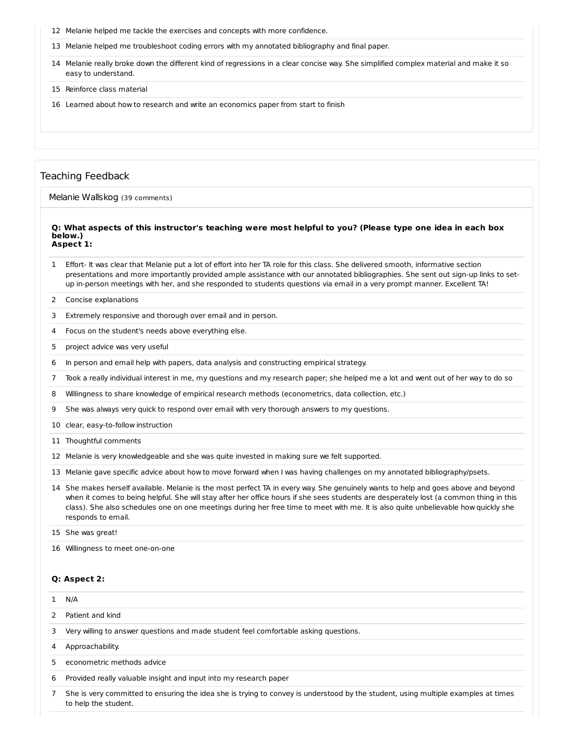12 Melanie helped me tackle the exercises and concepts with more confidence.

13 Melanie helped me troubleshoot coding errors with my annotated bibliography and final paper.

14 Melanie really broke down the different kind of regressions in a clear concise way. She simplified complex material and make it so easy to understand.

15 Reinforce class material

16 Learned about how to research and write an economics paper from start to finish

## Teaching Feedback

### Melanie Wallskog (39 comments)

**Q: What aspects of this instructor's teaching were most helpful to you? (Please type one idea in each box below.)**
**Aspect 1:**

1 Effort- It was clear that Melanie put a lot of effort into her TA role for this class. She delivered smooth, informative section presentations and more importantly provided ample assistance with our annotated bibliographies. She sent out sign-up links to set-up in-person meetings with her, and she responded to students questions via email in a very prompt manner. Excellent TA!

2 Concise explanations

3 Extremely responsive and thorough over email and in person.

4 Focus on the student's needs above everything else.

5 project advice was very useful

6 In person and email help with papers, data analysis and constructing empirical strategy.

7 Took a really individual interest in me, my questions and my research paper; she helped me a lot and went out of her way to do so

8 Willingness to share knowledge of empirical research methods (econometrics, data collection, etc.)

9 She was always very quick to respond over email with very thorough answers to my questions.

10 clear, easy-to-follow instruction

11 Thoughtful comments

12 Melanie is very knowledgeable and she was quite invested in making sure we felt supported.

13 Melanie gave specific advice about how to move forward when I was having challenges on my annotated bibliography/psets.

14 She makes herself available. Melanie is the most perfect TA in every way. She genuinely wants to help and goes above and beyond when it comes to being helpful. She will stay after her office hours if she sees students are desperately lost (a common thing in this class). She also schedules one on one meetings during her free time to meet with me. It is also quite unbelievable how quickly she responds to email.

15 She was great!

16 Willingness to meet one-on-one

**Q: Aspect 2:**

1 N/A

2 Patient and kind

3 Very willing to answer questions and made student feel comfortable asking questions.

4 Approachability.

5 econometric methods advice

6 Provided really valuable insight and input into my research paper

7 She is very committed to ensuring the idea she is trying to convey is understood by the student, using multiple examples at times to help the student.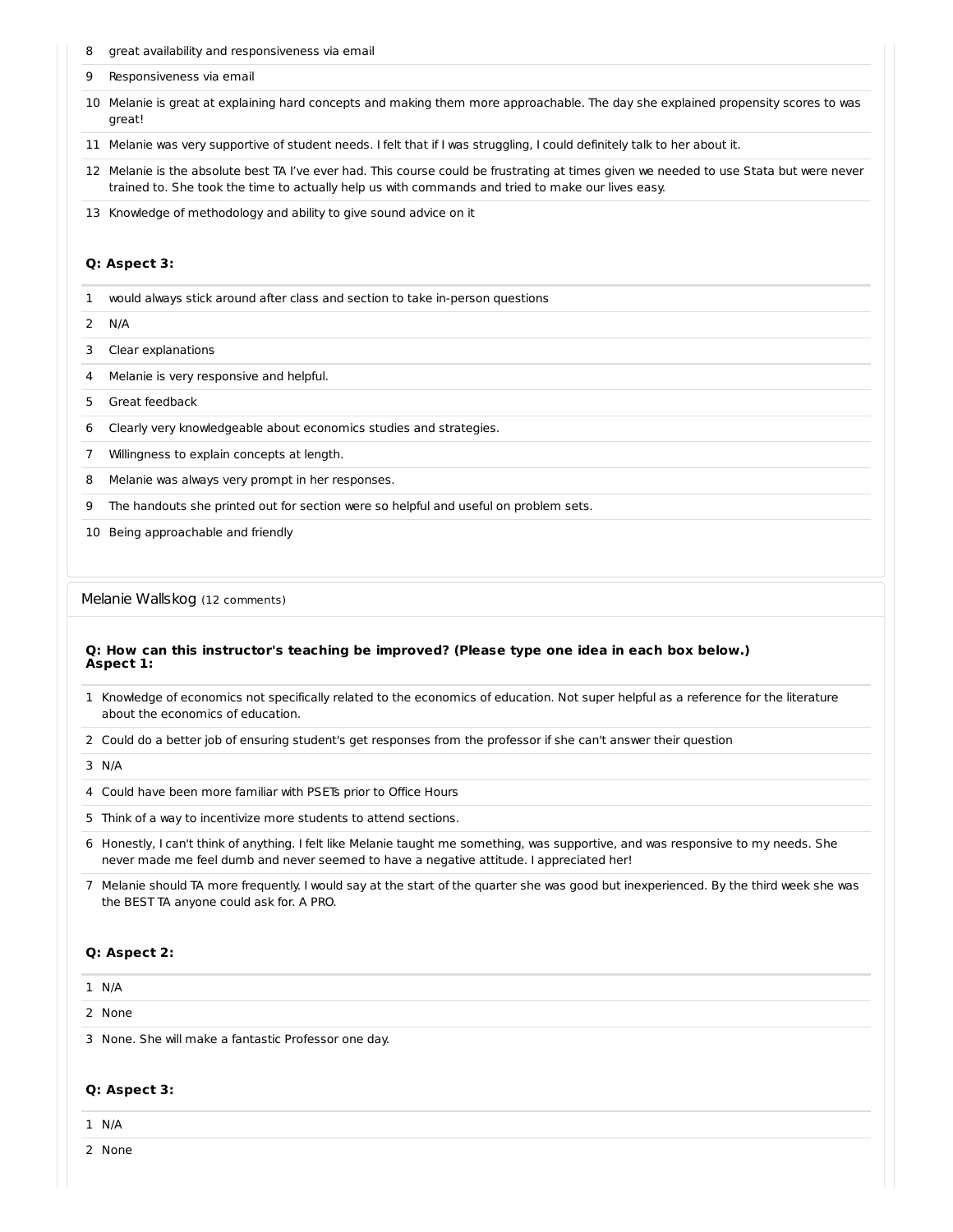8 great availability and responsiveness via email

9 Responsiveness via email

10 Melanie is great at explaining hard concepts and making them more approachable. The day she explained propensity scores to was great!

11 Melanie was very supportive of student needs. I felt that if I was struggling, I could definitely talk to her about it.

12 Melanie is the absolute best TA I've ever had. This course could be frustrating at times given we needed to use Stata but were never trained to. She took the time to actually help us with commands and tried to make our lives easy.

13 Knowledge of methodology and ability to give sound advice on it

**Q: Aspect 3:**

1 would always stick around after class and section to take in-person questions

2 N/A

3 Clear explanations

4 Melanie is very responsive and helpful.

5 Great feedback

6 Clearly very knowledgeable about economics studies and strategies.

7 Willingness to explain concepts at length.

8 Melanie was always very prompt in her responses.

9 The handouts she printed out for section were so helpful and useful on problem sets.

10 Being approachable and friendly

## Melanie Wallskog (12 comments)

**Q: How can this instructor's teaching be improved? (Please type one idea in each box below.) Aspect 1:**

1 Knowledge of economics not specifically related to the economics of education. Not super helpful as a reference for the literature about the economics of education.

2 Could do a better job of ensuring student's get responses from the professor if she can't answer their question

3 N/A

4 Could have been more familiar with PSETs prior to Office Hours

5 Think of a way to incentivize more students to attend sections.

6 Honestly, I can't think of anything. I felt like Melanie taught me something, was supportive, and was responsive to my needs. She never made me feel dumb and never seemed to have a negative attitude. I appreciated her!

7 Melanie should TA more frequently. I would say at the start of the quarter she was good but inexperienced. By the third week she was the BEST TA anyone could ask for. A PRO.

**Q: Aspect 2:**

1 N/A

2 None

3 None. She will make a fantastic Professor one day.

**Q: Aspect 3:**

1 N/A

2 None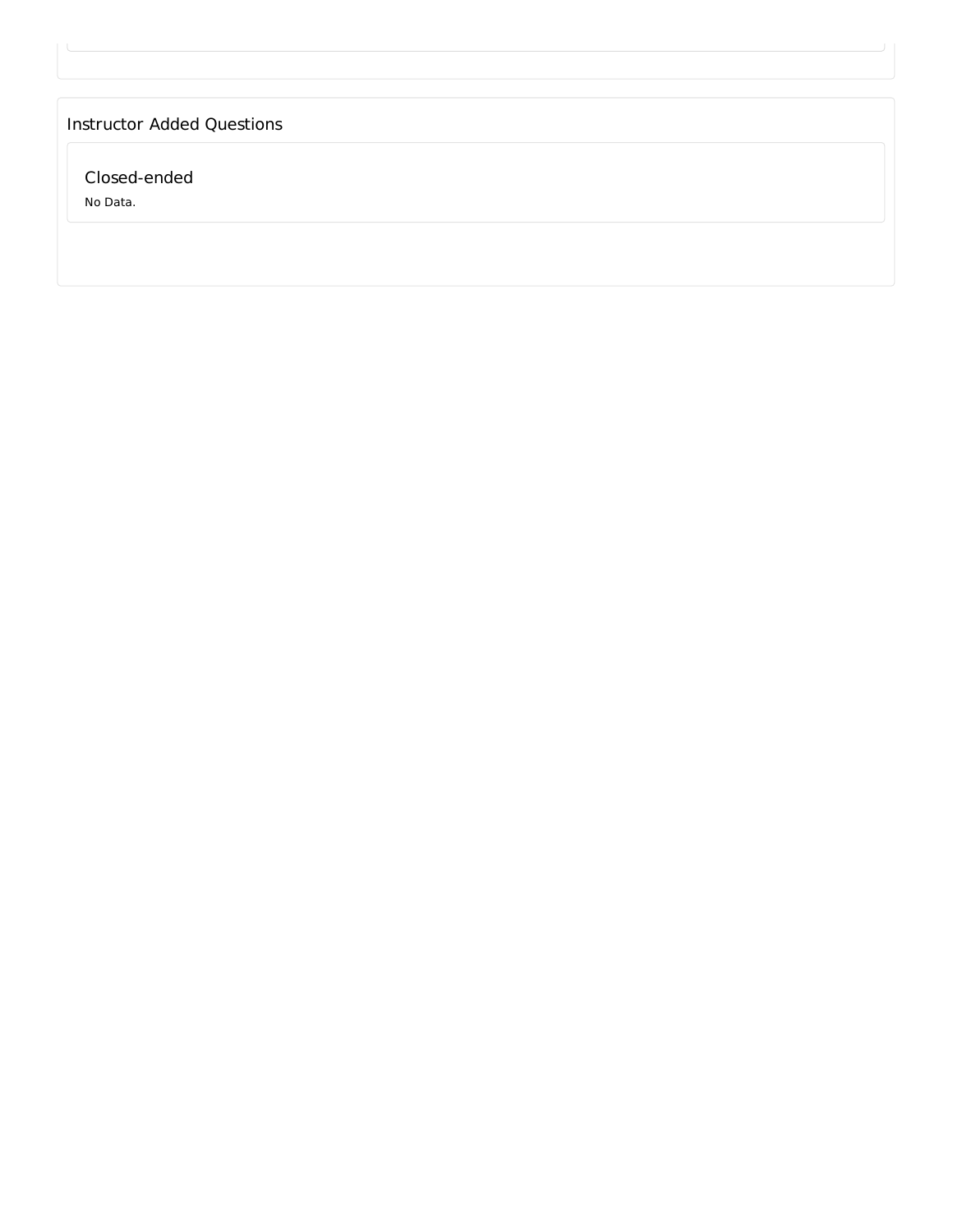## Instructor Added Questions

### Closed-ended

No Data.